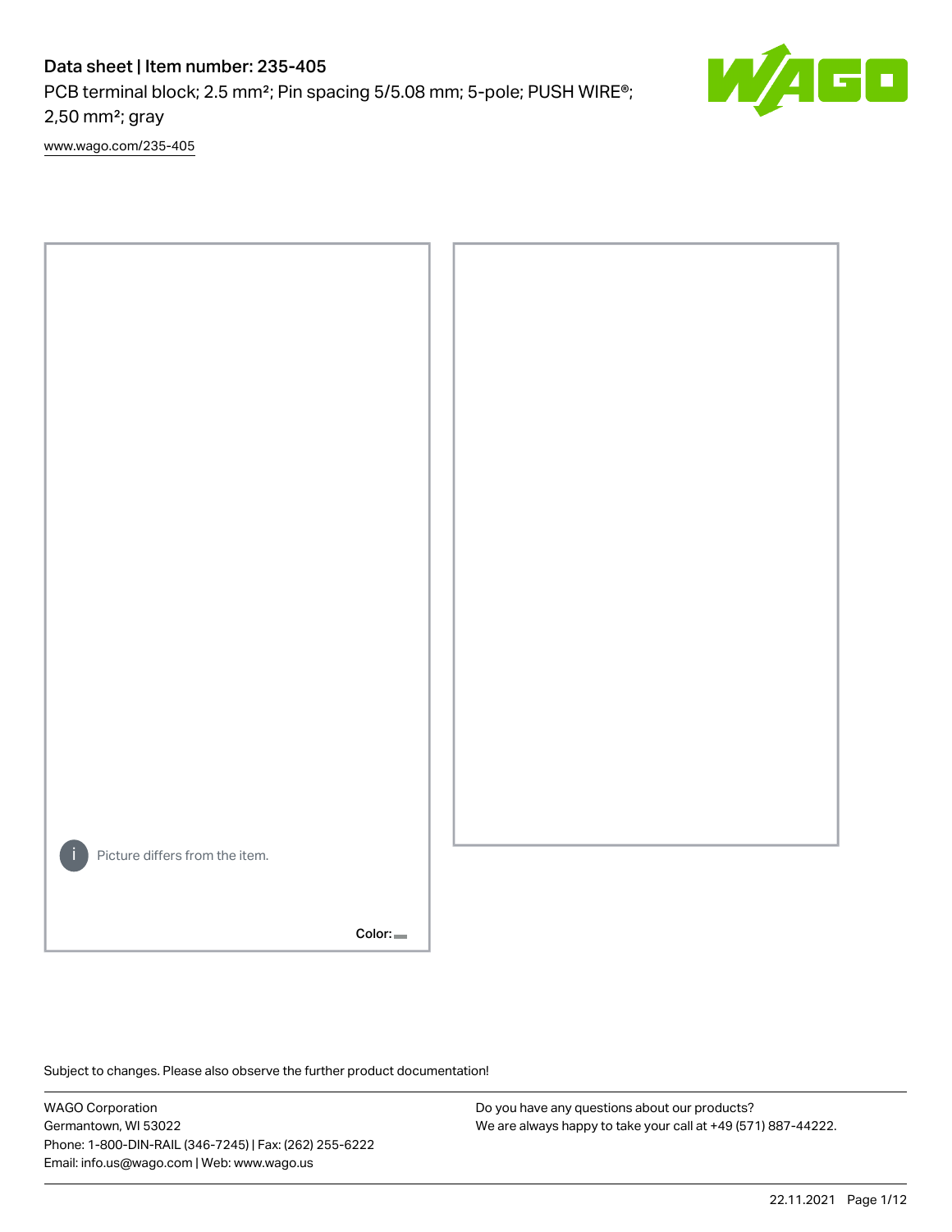# Data sheet | Item number: 235-405

PCB terminal block; 2.5 mm²; Pin spacing 5/5.08 mm; 5-pole; PUSH WIRE®; 2,50 mm²; gray

www.wago.com/235-405

Picture differs from the item.

Color:

Subject to changes. Please also observe the further product documentation!

WAGO Corporation
Germantown, WI 53022
Phone: 1-800-DIN-RAIL (346-7245) | Fax: (262) 255-6222
Email: info.us@wago.com | Web: www.wago.us

Do you have any questions about our products?
We are always happy to take your call at +49 (571) 887-44222.

22.11.2021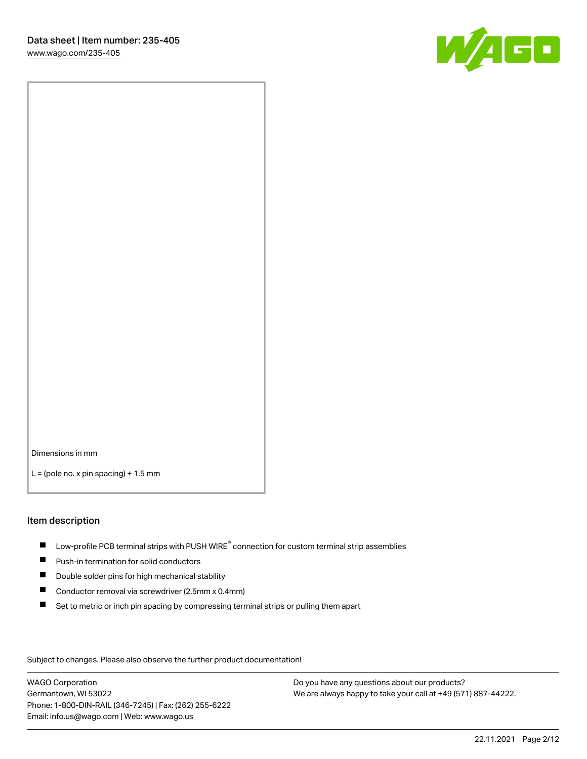Dimensions in mm

L = (pole no. x pin spacing) + 1.5 mm

## Item description

- Low-profile PCB terminal strips with PUSH WIRE® connection for custom terminal strip assemblies
- Push-in termination for solid conductors
- Double solder pins for high mechanical stability
- Conductor removal via screwdriver (2.5mm x 0.4mm)
- Set to metric or inch pin spacing by compressing terminal strips or pulling them apart

Subject to changes. Please also observe the further product documentation!

WAGO Corporation
Germantown, WI 53022
Phone: 1-800-DIN-RAIL (346-7245) | Fax: (262) 255-6222
Email: info.us@wago.com | Web: www.wago.us

Do you have any questions about our products?
We are always happy to take your call at +49 (571) 887-44222.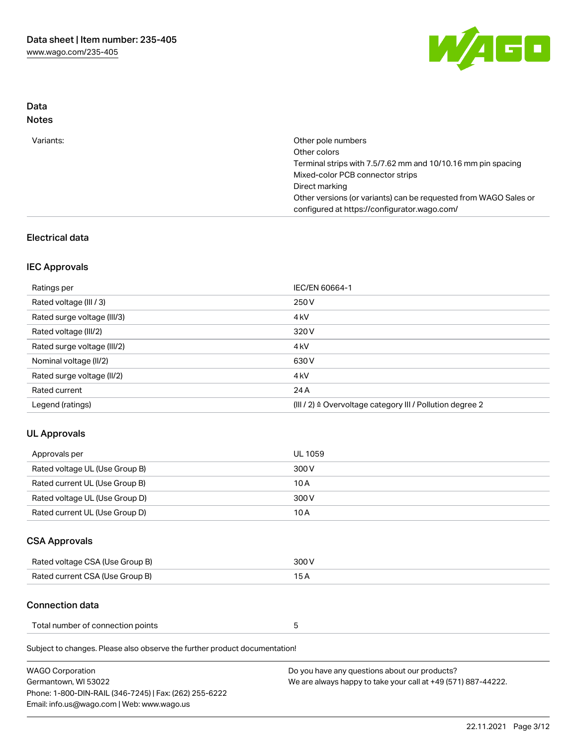## Data

### Notes

| | |
|---|---|
| Variants: | Other pole numbers<br>Other colors<br>Terminal strips with 7.5/7.62 mm and 10/10.16 mm pin spacing<br>Mixed-color PCB connector strips<br>Direct marking<br>Other versions (or variants) can be requested from WAGO Sales or configured at https://configurator.wago.com/ |

## Electrical data

### IEC Approvals

| | |
|---|---|
| Ratings per | IEC/EN 60664-1 |
| Rated voltage (III / 3) | 250 V |
| Rated surge voltage (III/3) | 4 kV |
| Rated voltage (III/2) | 320 V |
| Rated surge voltage (III/2) | 4 kV |
| Nominal voltage (II/2) | 630 V |
| Rated surge voltage (II/2) | 4 kV |
| Rated current | 24 A |
| Legend (ratings) | (III / 2) ≙ Overvoltage category III / Pollution degree 2 |

### UL Approvals

| | |
|---|---|
| Approvals per | UL 1059 |
| Rated voltage UL (Use Group B) | 300 V |
| Rated current UL (Use Group B) | 10 A |
| Rated voltage UL (Use Group D) | 300 V |
| Rated current UL (Use Group D) | 10 A |

### CSA Approvals

| | |
|---|---|
| Rated voltage CSA (Use Group B) | 300 V |
| Rated current CSA (Use Group B) | 15 A |

### Connection data

| | |
|---|---|
| Total number of connection points | 5 |

Subject to changes. Please also observe the further product documentation!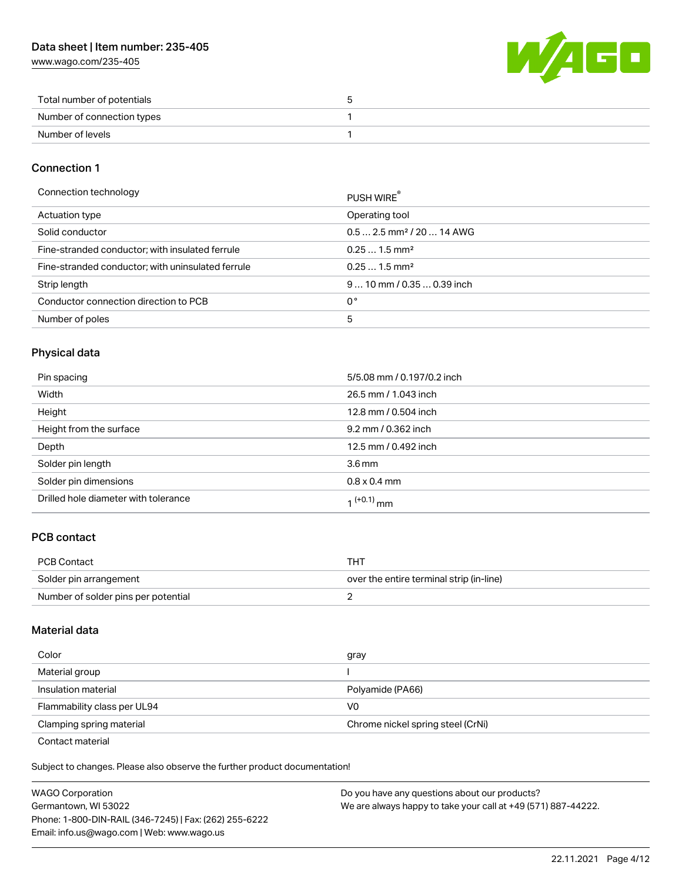| Total number of potentials | 5 |
| --- | --- |
| Number of connection types | 1 |
| Number of levels | 1 |

## Connection 1

| Connection technology | PUSH WIRE® |
| --- | --- |
| Actuation type | Operating tool |
| Solid conductor | 0.5 … 2.5 mm² / 20 … 14 AWG |
| Fine-stranded conductor; with insulated ferrule | 0.25 … 1.5 mm² |
| Fine-stranded conductor; with uninsulated ferrule | 0.25 … 1.5 mm² |
| Strip length | 9 … 10 mm / 0.35 … 0.39 inch |
| Conductor connection direction to PCB | 0 ° |
| Number of poles | 5 |

## Physical data

| Pin spacing | 5/5.08 mm / 0.197/0.2 inch |
| --- | --- |
| Width | 26.5 mm / 1.043 inch |
| Height | 12.8 mm / 0.504 inch |
| Height from the surface | 9.2 mm / 0.362 inch |
| Depth | 12.5 mm / 0.492 inch |
| Solder pin length | 3.6 mm |
| Solder pin dimensions | 0.8 x 0.4 mm |
| Drilled hole diameter with tolerance | $1^{(+0.1)}$ mm |

## PCB contact

| PCB Contact | THT |
| --- | --- |
| Solder pin arrangement | over the entire terminal strip (in-line) |
| Number of solder pins per potential | 2 |

## Material data

| Color | gray |
| --- | --- |
| Material group | I |
| Insulation material | Polyamide (PA66) |
| Flammability class per UL94 | V0 |
| Clamping spring material | Chrome nickel spring steel (CrNi) |
| Contact material | |

Subject to changes. Please also observe the further product documentation!

WAGO Corporation
Germantown, WI 53022
Phone: 1-800-DIN-RAIL (346-7245) | Fax: (262) 255-6222
Email: info.us@wago.com | Web: www.wago.us

Do you have any questions about our products?
We are always happy to take your call at +49 (571) 887-44222.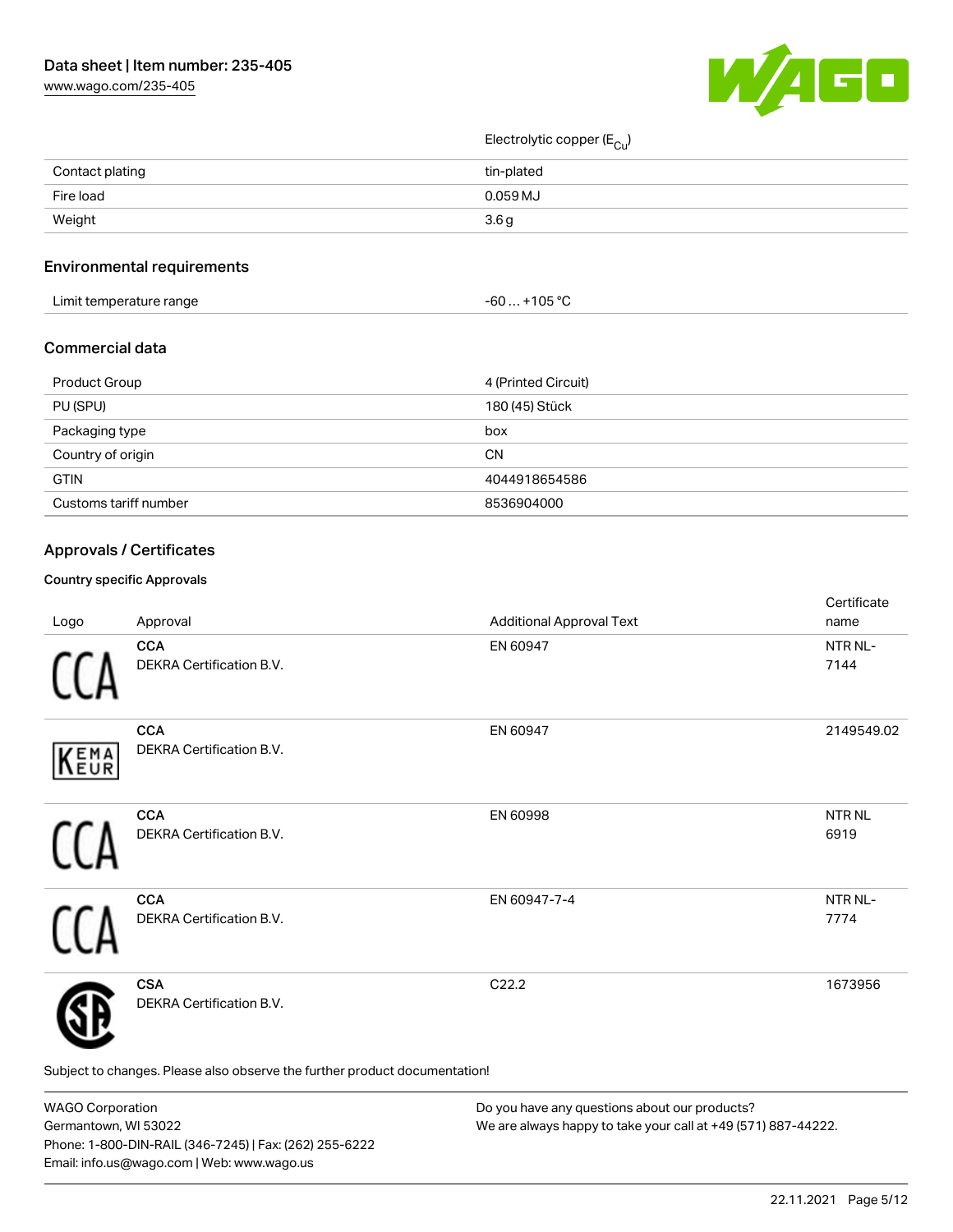| | |
|---|---|
| | Electrolytic copper ($E_{Cu}$) |
| Contact plating | tin-plated |
| Fire load | 0.059 MJ |
| Weight | 3.6 g |

## Environmental requirements

| | |
|---|---|
| Limit temperature range | -60 … +105 °C |

## Commercial data

| | |
|---|---|
| Product Group | 4 (Printed Circuit) |
| PU (SPU) | 180 (45) Stück |
| Packaging type | box |
| Country of origin | CN |
| GTIN | 4044918654586 |
| Customs tariff number | 8536904000 |

## Approvals / Certificates

### Country specific Approvals

| Logo | Approval | Additional Approval Text | Certificate name |
|---|---|---|---|
| | **CCA** DEKRA Certification B.V. | EN 60947 | NTR NL-7144 |
| | **CCA** DEKRA Certification B.V. | EN 60947 | 2149549.02 |
| | **CCA** DEKRA Certification B.V. | EN 60998 | NTR NL 6919 |
| | **CCA** DEKRA Certification B.V. | EN 60947-7-4 | NTR NL-7774 |
| | **CSA** DEKRA Certification B.V. | C22.2 | 1673956 |

Subject to changes. Please also observe the further product documentation!

WAGO Corporation
Germantown, WI 53022
Phone: 1-800-DIN-RAIL (346-7245) | Fax: (262) 255-6222
Email: info.us@wago.com | Web: www.wago.us

Do you have any questions about our products?
We are always happy to take your call at +49 (571) 887-44222.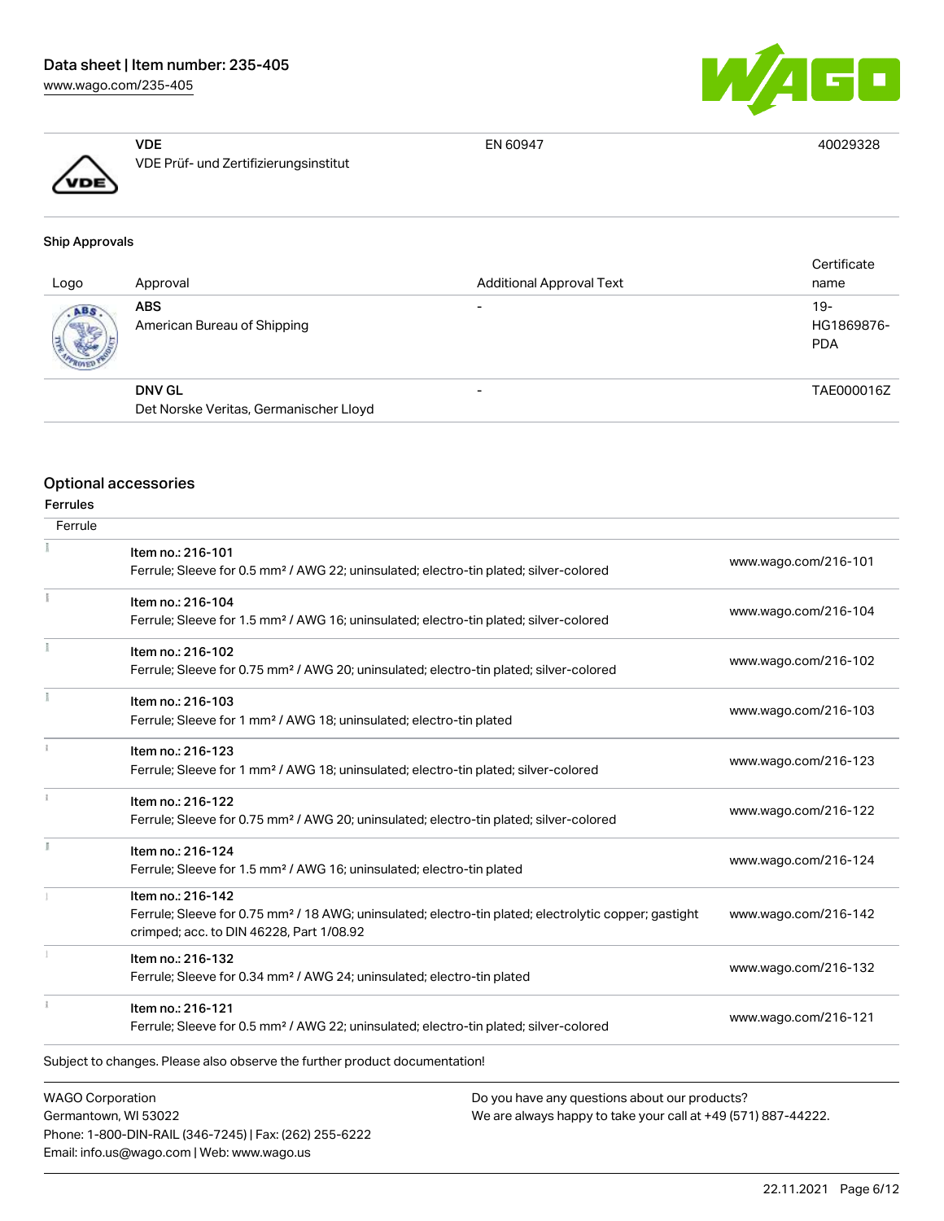| | | | |
|---|---|---|---|
| | **VDE**<br>VDE Prüf- und Zertifizierungsinstitut | EN 60947 | 40029328 |

### Ship Approvals

| Logo | Approval | Additional Approval Text | Certificate name |
|---|---|---|---|
| | **ABS**<br>American Bureau of Shipping | - | 19-HG1869876-PDA |
| | **DNV GL**<br>Det Norske Veritas, Germanischer Lloyd | - | TAE000016Z |

## Optional accessories

### Ferrules

| Ferrule | | |
|---|---|---|
| | Item no.: 216-101<br>Ferrule; Sleeve for 0.5 mm² / AWG 22; uninsulated; electro-tin plated; silver-colored | www.wago.com/216-101 |
| | Item no.: 216-104<br>Ferrule; Sleeve for 1.5 mm² / AWG 16; uninsulated; electro-tin plated; silver-colored | www.wago.com/216-104 |
| | Item no.: 216-102<br>Ferrule; Sleeve for 0.75 mm² / AWG 20; uninsulated; electro-tin plated; silver-colored | www.wago.com/216-102 |
| | Item no.: 216-103<br>Ferrule; Sleeve for 1 mm² / AWG 18; uninsulated; electro-tin plated | www.wago.com/216-103 |
| | Item no.: 216-123<br>Ferrule; Sleeve for 1 mm² / AWG 18; uninsulated; electro-tin plated; silver-colored | www.wago.com/216-123 |
| | Item no.: 216-122<br>Ferrule; Sleeve for 0.75 mm² / AWG 20; uninsulated; electro-tin plated; silver-colored | www.wago.com/216-122 |
| | Item no.: 216-124<br>Ferrule; Sleeve for 1.5 mm² / AWG 16; uninsulated; electro-tin plated | www.wago.com/216-124 |
| | Item no.: 216-142<br>Ferrule; Sleeve for 0.75 mm² / 18 AWG; uninsulated; electro-tin plated; electrolytic copper; gastight crimped; acc. to DIN 46228, Part 1/08.92 | www.wago.com/216-142 |
| | Item no.: 216-132<br>Ferrule; Sleeve for 0.34 mm² / AWG 24; uninsulated; electro-tin plated | www.wago.com/216-132 |
| | Item no.: 216-121<br>Ferrule; Sleeve for 0.5 mm² / AWG 22; uninsulated; electro-tin plated; silver-colored | www.wago.com/216-121 |

Subject to changes. Please also observe the further product documentation!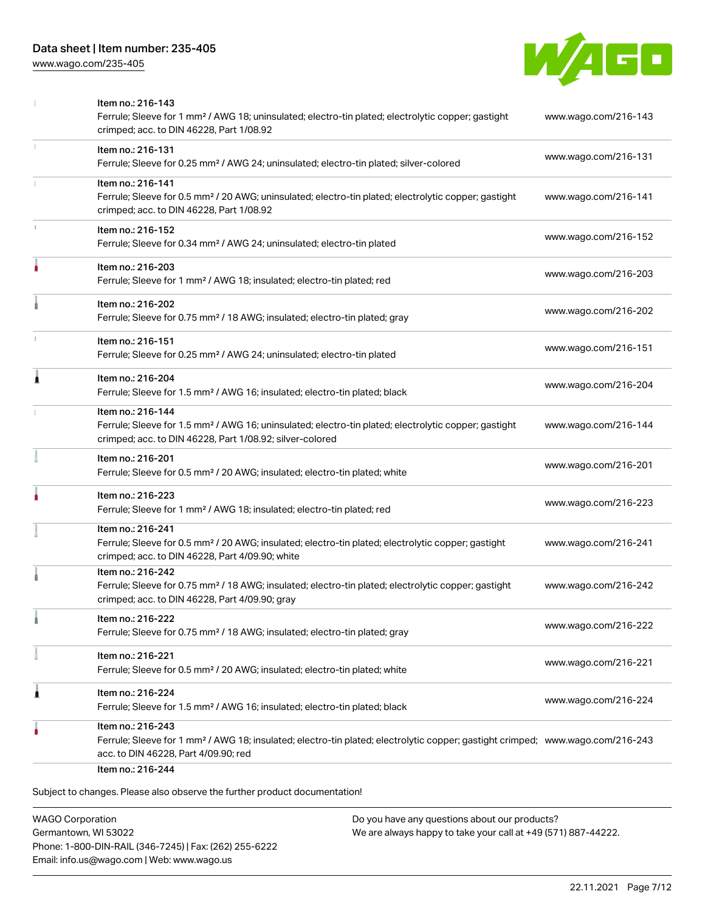| Item | Description | Link |
| --- | --- | --- |
| | Item no.: 216-143<br>Ferrule; Sleeve for 1 mm² / AWG 18; uninsulated; electro-tin plated; electrolytic copper; gastight crimped; acc. to DIN 46228, Part 1/08.92 | www.wago.com/216-143 |
| | Item no.: 216-131<br>Ferrule; Sleeve for 0.25 mm² / AWG 24; uninsulated; electro-tin plated; silver-colored | www.wago.com/216-131 |
| | Item no.: 216-141<br>Ferrule; Sleeve for 0.5 mm² / 20 AWG; uninsulated; electro-tin plated; electrolytic copper; gastight crimped; acc. to DIN 46228, Part 1/08.92 | www.wago.com/216-141 |
| | Item no.: 216-152<br>Ferrule; Sleeve for 0.34 mm² / AWG 24; uninsulated; electro-tin plated | www.wago.com/216-152 |
| | Item no.: 216-203<br>Ferrule; Sleeve for 1 mm² / AWG 18; insulated; electro-tin plated; red | www.wago.com/216-203 |
| | Item no.: 216-202<br>Ferrule; Sleeve for 0.75 mm² / 18 AWG; insulated; electro-tin plated; gray | www.wago.com/216-202 |
| | Item no.: 216-151<br>Ferrule; Sleeve for 0.25 mm² / AWG 24; uninsulated; electro-tin plated | www.wago.com/216-151 |
| | Item no.: 216-204<br>Ferrule; Sleeve for 1.5 mm² / AWG 16; insulated; electro-tin plated; black | www.wago.com/216-204 |
| | Item no.: 216-144<br>Ferrule; Sleeve for 1.5 mm² / AWG 16; uninsulated; electro-tin plated; electrolytic copper; gastight crimped; acc. to DIN 46228, Part 1/08.92; silver-colored | www.wago.com/216-144 |
| | Item no.: 216-201<br>Ferrule; Sleeve for 0.5 mm² / 20 AWG; insulated; electro-tin plated; white | www.wago.com/216-201 |
| | Item no.: 216-223<br>Ferrule; Sleeve for 1 mm² / AWG 18; insulated; electro-tin plated; red | www.wago.com/216-223 |
| | Item no.: 216-241<br>Ferrule; Sleeve for 0.5 mm² / 20 AWG; insulated; electro-tin plated; electrolytic copper; gastight crimped; acc. to DIN 46228, Part 4/09.90; white | www.wago.com/216-241 |
| | Item no.: 216-242<br>Ferrule; Sleeve for 0.75 mm² / 18 AWG; insulated; electro-tin plated; electrolytic copper; gastight crimped; acc. to DIN 46228, Part 4/09.90; gray | www.wago.com/216-242 |
| | Item no.: 216-222<br>Ferrule; Sleeve for 0.75 mm² / 18 AWG; insulated; electro-tin plated; gray | www.wago.com/216-222 |
| | Item no.: 216-221<br>Ferrule; Sleeve for 0.5 mm² / 20 AWG; insulated; electro-tin plated; white | www.wago.com/216-221 |
| | Item no.: 216-224<br>Ferrule; Sleeve for 1.5 mm² / AWG 16; insulated; electro-tin plated; black | www.wago.com/216-224 |
| | Item no.: 216-243<br>Ferrule; Sleeve for 1 mm² / AWG 18; insulated; electro-tin plated; electrolytic copper; gastight crimped; acc. to DIN 46228, Part 4/09.90; red | www.wago.com/216-243 |
| | Item no.: 216-244 | |

Subject to changes. Please also observe the further product documentation!

WAGO Corporation
Germantown, WI 53022
Phone: 1-800-DIN-RAIL (346-7245) | Fax: (262) 255-6222
Email: info.us@wago.com | Web: www.wago.us

Do you have any questions about our products?
We are always happy to take your call at +49 (571) 887-44222.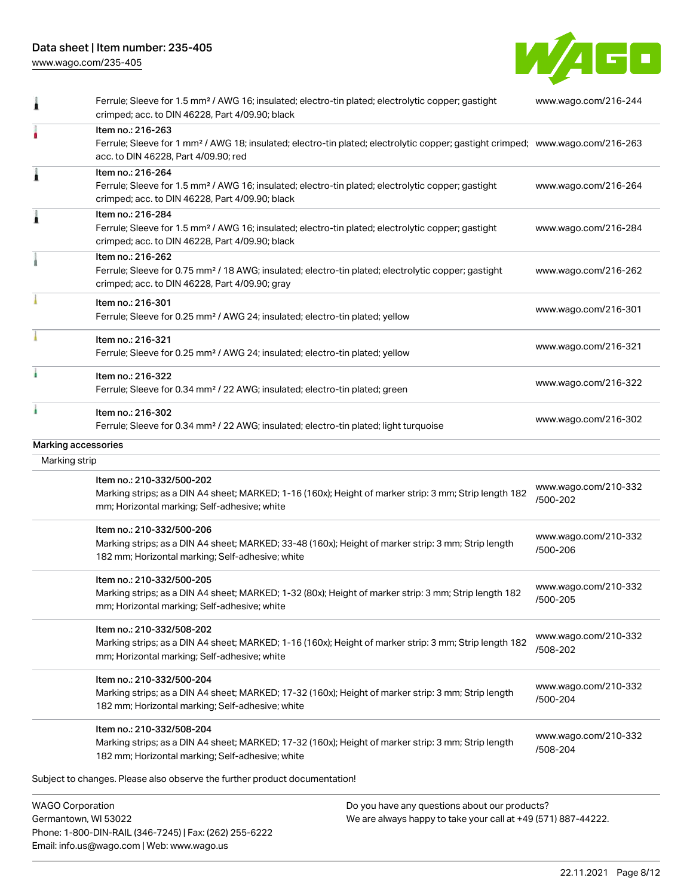| | | |
|---|---|---|
| | Ferrule; Sleeve for 1.5 mm² / AWG 16; insulated; electro-tin plated; electrolytic copper; gastight crimped; acc. to DIN 46228, Part 4/09.90; black | www.wago.com/216-244 |
| | Item no.: 216-263<br>Ferrule; Sleeve for 1 mm² / AWG 18; insulated; electro-tin plated; electrolytic copper; gastight crimped; acc. to DIN 46228, Part 4/09.90; red | www.wago.com/216-263 |
| | Item no.: 216-264<br>Ferrule; Sleeve for 1.5 mm² / AWG 16; insulated; electro-tin plated; electrolytic copper; gastight crimped; acc. to DIN 46228, Part 4/09.90; black | www.wago.com/216-264 |
| | Item no.: 216-284<br>Ferrule; Sleeve for 1.5 mm² / AWG 16; insulated; electro-tin plated; electrolytic copper; gastight crimped; acc. to DIN 46228, Part 4/09.90; black | www.wago.com/216-284 |
| | Item no.: 216-262<br>Ferrule; Sleeve for 0.75 mm² / 18 AWG; insulated; electro-tin plated; electrolytic copper; gastight crimped; acc. to DIN 46228, Part 4/09.90; gray | www.wago.com/216-262 |
| | Item no.: 216-301<br>Ferrule; Sleeve for 0.25 mm² / AWG 24; insulated; electro-tin plated; yellow | www.wago.com/216-301 |
| | Item no.: 216-321<br>Ferrule; Sleeve for 0.25 mm² / AWG 24; insulated; electro-tin plated; yellow | www.wago.com/216-321 |
| | Item no.: 216-322<br>Ferrule; Sleeve for 0.34 mm² / 22 AWG; insulated; electro-tin plated; green | www.wago.com/216-322 |
| | Item no.: 216-302<br>Ferrule; Sleeve for 0.34 mm² / 22 AWG; insulated; electro-tin plated; light turquoise | www.wago.com/216-302 |

## Marking accessories

### Marking strip

| | | |
|---|---|---|
| | Item no.: 210-332/500-202<br>Marking strips; as a DIN A4 sheet; MARKED; 1-16 (160x); Height of marker strip: 3 mm; Strip length 182 mm; Horizontal marking; Self-adhesive; white | www.wago.com/210-332/500-202 |
| | Item no.: 210-332/500-206<br>Marking strips; as a DIN A4 sheet; MARKED; 33-48 (160x); Height of marker strip: 3 mm; Strip length 182 mm; Horizontal marking; Self-adhesive; white | www.wago.com/210-332/500-206 |
| | Item no.: 210-332/500-205<br>Marking strips; as a DIN A4 sheet; MARKED; 1-32 (80x); Height of marker strip: 3 mm; Strip length 182 mm; Horizontal marking; Self-adhesive; white | www.wago.com/210-332/500-205 |
| | Item no.: 210-332/508-202<br>Marking strips; as a DIN A4 sheet; MARKED; 1-16 (160x); Height of marker strip: 3 mm; Strip length 182 mm; Horizontal marking; Self-adhesive; white | www.wago.com/210-332/508-202 |
| | Item no.: 210-332/500-204<br>Marking strips; as a DIN A4 sheet; MARKED; 17-32 (160x); Height of marker strip: 3 mm; Strip length 182 mm; Horizontal marking; Self-adhesive; white | www.wago.com/210-332/500-204 |
| | Item no.: 210-332/508-204<br>Marking strips; as a DIN A4 sheet; MARKED; 17-32 (160x); Height of marker strip: 3 mm; Strip length 182 mm; Horizontal marking; Self-adhesive; white | www.wago.com/210-332/508-204 |

Subject to changes. Please also observe the further product documentation!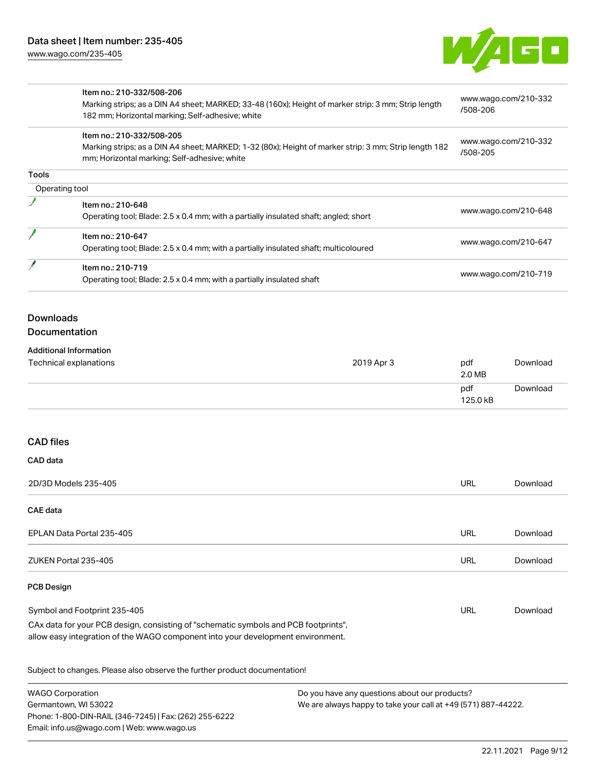| | | |
|---|---|---|
| | Item no.: 210-332/508-206<br>Marking strips; as a DIN A4 sheet; MARKED; 33-48 (160x); Height of marker strip: 3 mm; Strip length 182 mm; Horizontal marking; Self-adhesive; white | www.wago.com/210-332/508-206 |
| | Item no.: 210-332/508-205<br>Marking strips; as a DIN A4 sheet; MARKED; 1-32 (80x); Height of marker strip: 3 mm; Strip length 182 mm; Horizontal marking; Self-adhesive; white | www.wago.com/210-332/508-205 |

**Tools**

Operating tool

| | | |
|---|---|---|
| | Item no.: 210-648<br>Operating tool; Blade: 2.5 x 0.4 mm; with a partially insulated shaft; angled; short | www.wago.com/210-648 |
| | Item no.: 210-647<br>Operating tool; Blade: 2.5 x 0.4 mm; with a partially insulated shaft; multicoloured | www.wago.com/210-647 |
| | Item no.: 210-719<br>Operating tool; Blade: 2.5 x 0.4 mm; with a partially insulated shaft | www.wago.com/210-719 |

## Downloads
## Documentation

**Additional Information**

| | | | |
|---|---|---|---|
| Technical explanations | 2019 Apr 3 | pdf 2.0 MB | Download |
| | | pdf 125.0 kB | Download |

## CAD files

**CAD data**

| | | |
|---|---|---|
| 2D/3D Models 235-405 | URL | Download |

**CAE data**

| | | |
|---|---|---|
| EPLAN Data Portal 235-405 | URL | Download |
| ZUKEN Portal 235-405 | URL | Download |

**PCB Design**

| | | |
|---|---|---|
| Symbol and Footprint 235-405 | URL | Download |

CAx data for your PCB design, consisting of "schematic symbols and PCB footprints", allow easy integration of the WAGO component into your development environment.

Subject to changes. Please also observe the further product documentation!

WAGO Corporation
Germantown, WI 53022
Phone: 1-800-DIN-RAIL (346-7245) | Fax: (262) 255-6222
Email: info.us@wago.com | Web: www.wago.us

Do you have any questions about our products?
We are always happy to take your call at +49 (571) 887-44222.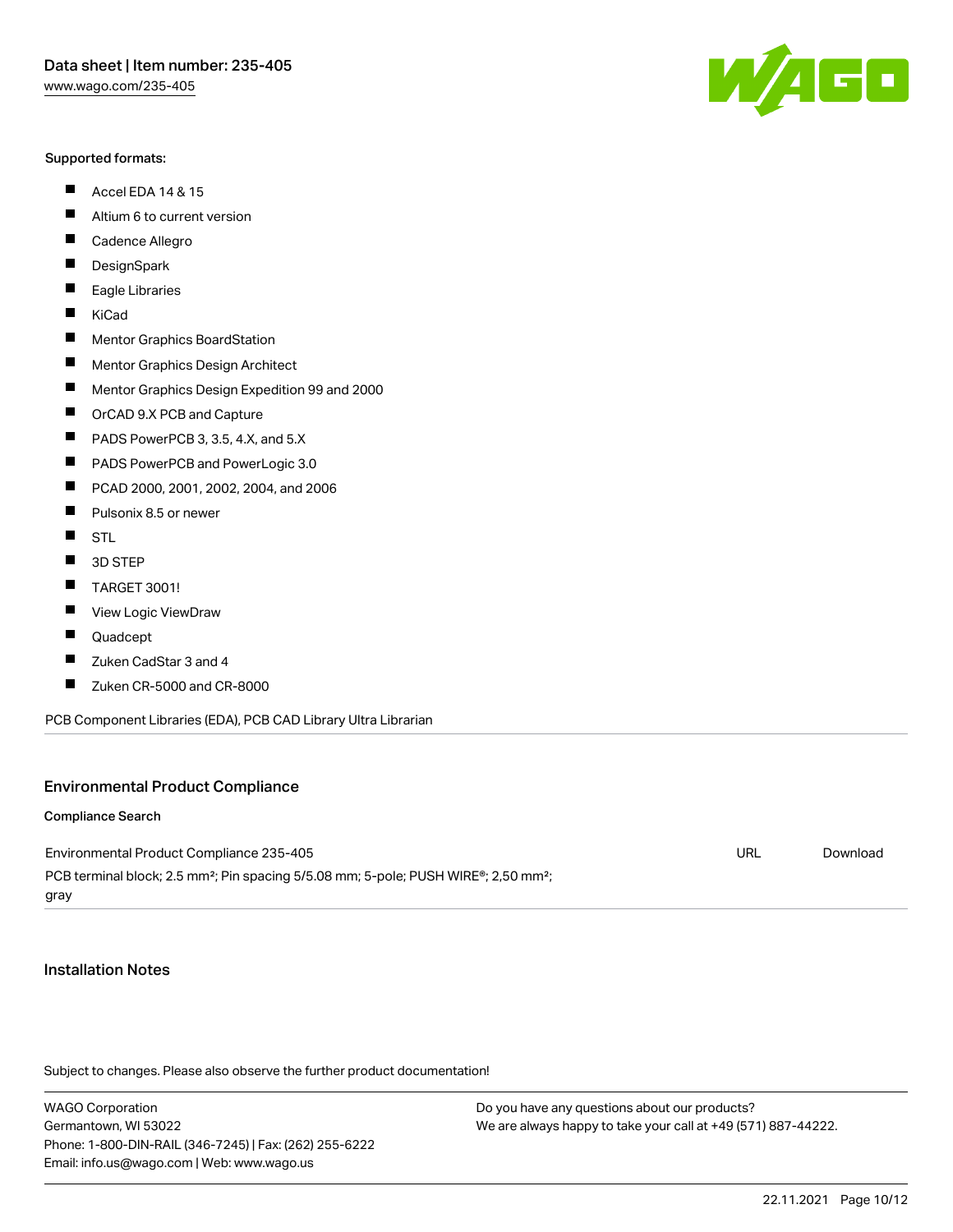Supported formats:

- Accel EDA 14 & 15
- Altium 6 to current version
- Cadence Allegro
- DesignSpark
- Eagle Libraries
- KiCad
- Mentor Graphics BoardStation
- Mentor Graphics Design Architect
- Mentor Graphics Design Expedition 99 and 2000
- OrCAD 9.X PCB and Capture
- PADS PowerPCB 3, 3.5, 4.X, and 5.X
- PADS PowerPCB and PowerLogic 3.0
- PCAD 2000, 2001, 2002, 2004, and 2006
- Pulsonix 8.5 or newer
- STL
- 3D STEP
- TARGET 3001!
- View Logic ViewDraw
- Quadcept
- Zuken CadStar 3 and 4
- Zuken CR-5000 and CR-8000

PCB Component Libraries (EDA), PCB CAD Library Ultra Librarian

## Environmental Product Compliance

### Compliance Search

| | | |
|---|---|---|
| Environmental Product Compliance 235-405<br>PCB terminal block; 2.5 mm²; Pin spacing 5/5.08 mm; 5-pole; PUSH WIRE®; 2,50 mm²; gray | URL | Download |

## Installation Notes

Subject to changes. Please also observe the further product documentation!

WAGO Corporation
Germantown, WI 53022
Phone: 1-800-DIN-RAIL (346-7245) | Fax: (262) 255-6222
Email: info.us@wago.com | Web: www.wago.us

Do you have any questions about our products?
We are always happy to take your call at +49 (571) 887-44222.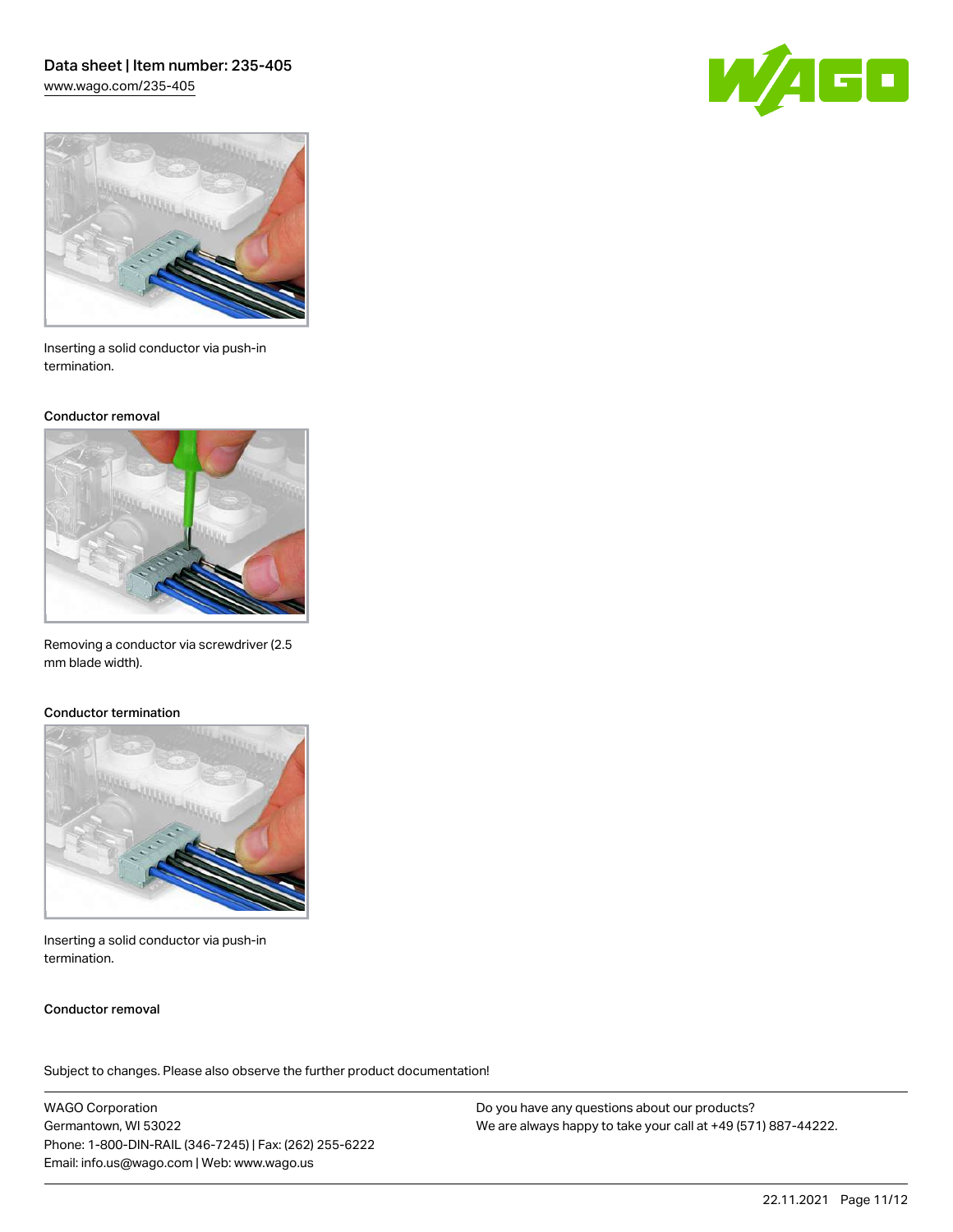Inserting a solid conductor via push-in termination.

### Conductor removal

Removing a conductor via screwdriver (2.5 mm blade width).

### Conductor termination

Inserting a solid conductor via push-in termination.

### Conductor removal

Subject to changes. Please also observe the further product documentation!

WAGO Corporation
Germantown, WI 53022
Phone: 1-800-DIN-RAIL (346-7245) | Fax: (262) 255-6222
Email: info.us@wago.com | Web: www.wago.us

Do you have any questions about our products?
We are always happy to take your call at +49 (571) 887-44222.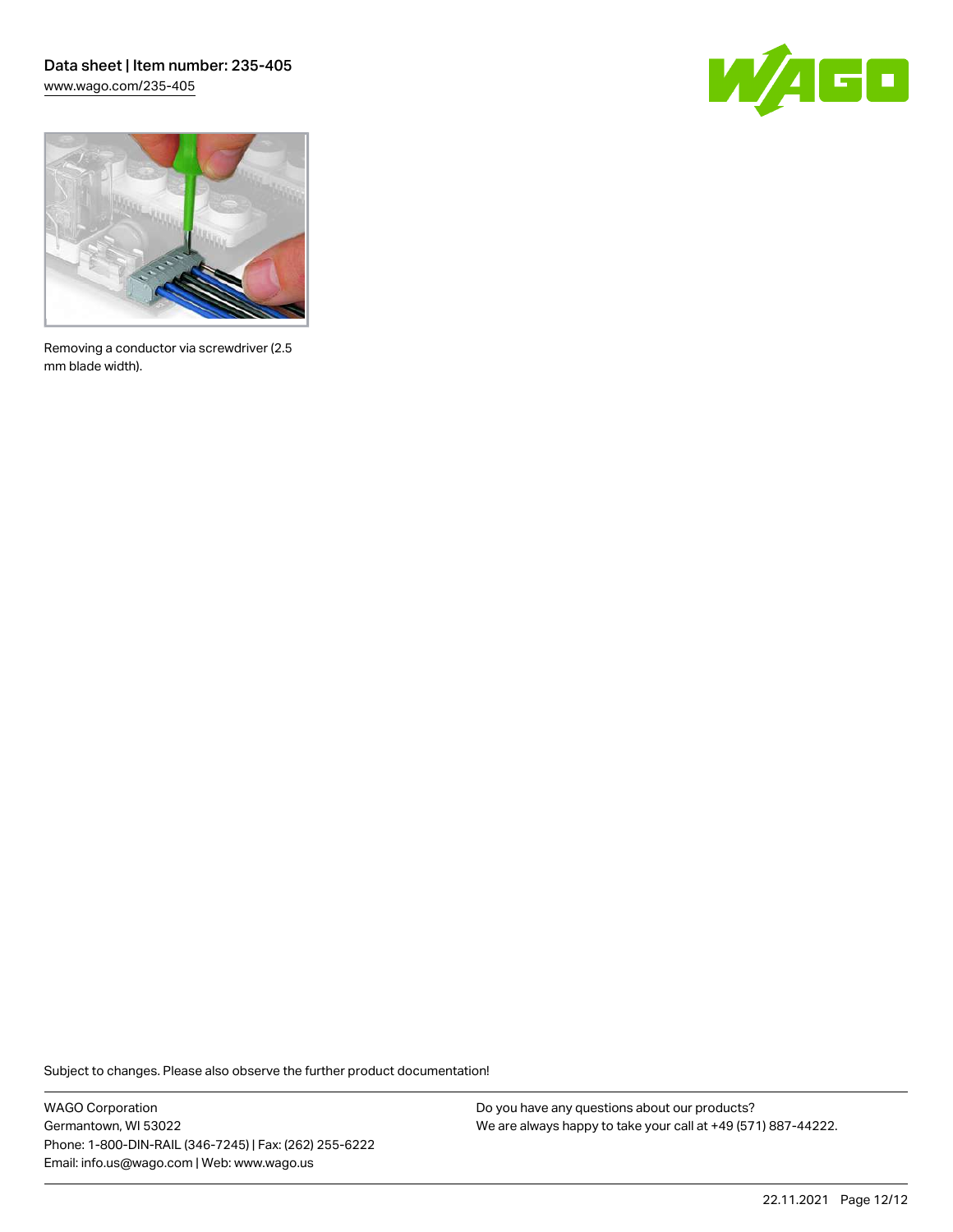Removing a conductor via screwdriver (2.5 mm blade width).

Subject to changes. Please also observe the further product documentation!

WAGO Corporation
Germantown, WI 53022
Phone: 1-800-DIN-RAIL (346-7245) | Fax: (262) 255-6222
Email: info.us@wago.com | Web: www.wago.us

Do you have any questions about our products?
We are always happy to take your call at +49 (571) 887-44222.